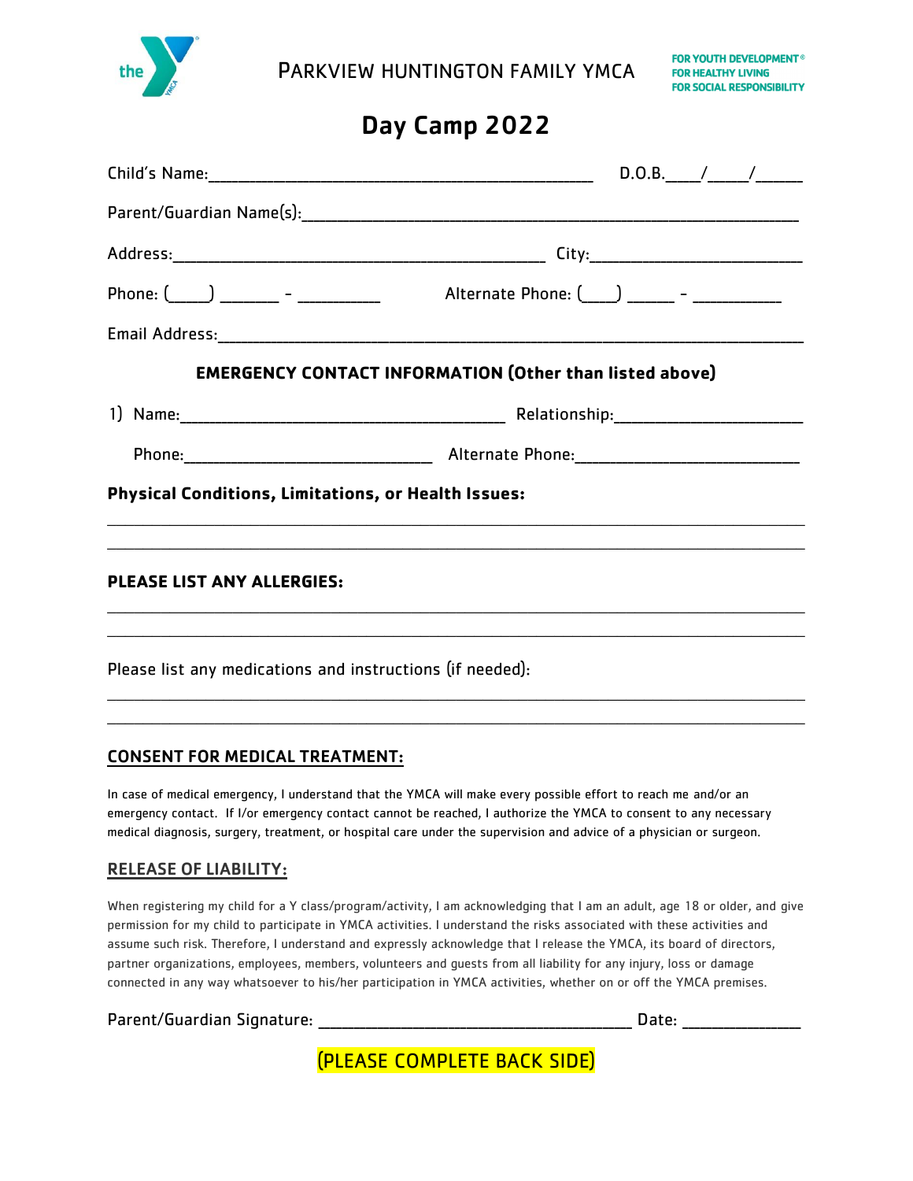PARKVIEW HUNTINGTON FAMILY YMCA

FOR YOUTH DEVELOPMENT®
FOR HEALTHY LIVING
FOR SOCIAL RESPONSIBILITY

# Day Camp 2022

Child's Name:_______________________________________________ D.O.B.____/_____/______

Parent/Guardian Name(s):_____________________________________________________________

Address:_____________________________________________ City:_________________________

Phone: (_____) _______ - __________ Alternate Phone: (____) ______ - ___________

Email Address:_______________________________________________________________________

**EMERGENCY CONTACT INFORMATION (Other than listed above)**

1) Name:_______________________________________ Relationship:______________________

Phone:_____________________________ Alternate Phone:___________________________

**Physical Conditions, Limitations, or Health Issues:**

_____________________________________________________________________________________

_____________________________________________________________________________________

**PLEASE LIST ANY ALLERGIES:**

_____________________________________________________________________________________

_____________________________________________________________________________________

Please list any medications and instructions (if needed):

_____________________________________________________________________________________

_____________________________________________________________________________________

**CONSENT FOR MEDICAL TREATMENT:**

In case of medical emergency, I understand that the YMCA will make every possible effort to reach me and/or an emergency contact. If I/or emergency contact cannot be reached, I authorize the YMCA to consent to any necessary medical diagnosis, surgery, treatment, or hospital care under the supervision and advice of a physician or surgeon.

**RELEASE OF LIABILITY:**

When registering my child for a Y class/program/activity, I am acknowledging that I am an adult, age 18 or older, and give permission for my child to participate in YMCA activities. I understand the risks associated with these activities and assume such risk. Therefore, I understand and expressly acknowledge that I release the YMCA, its board of directors, partner organizations, employees, members, volunteers and guests from all liability for any injury, loss or damage connected in any way whatsoever to his/her participation in YMCA activities, whether on or off the YMCA premises.

Parent/Guardian Signature: _____________________________________ Date: ______________

(PLEASE COMPLETE BACK SIDE)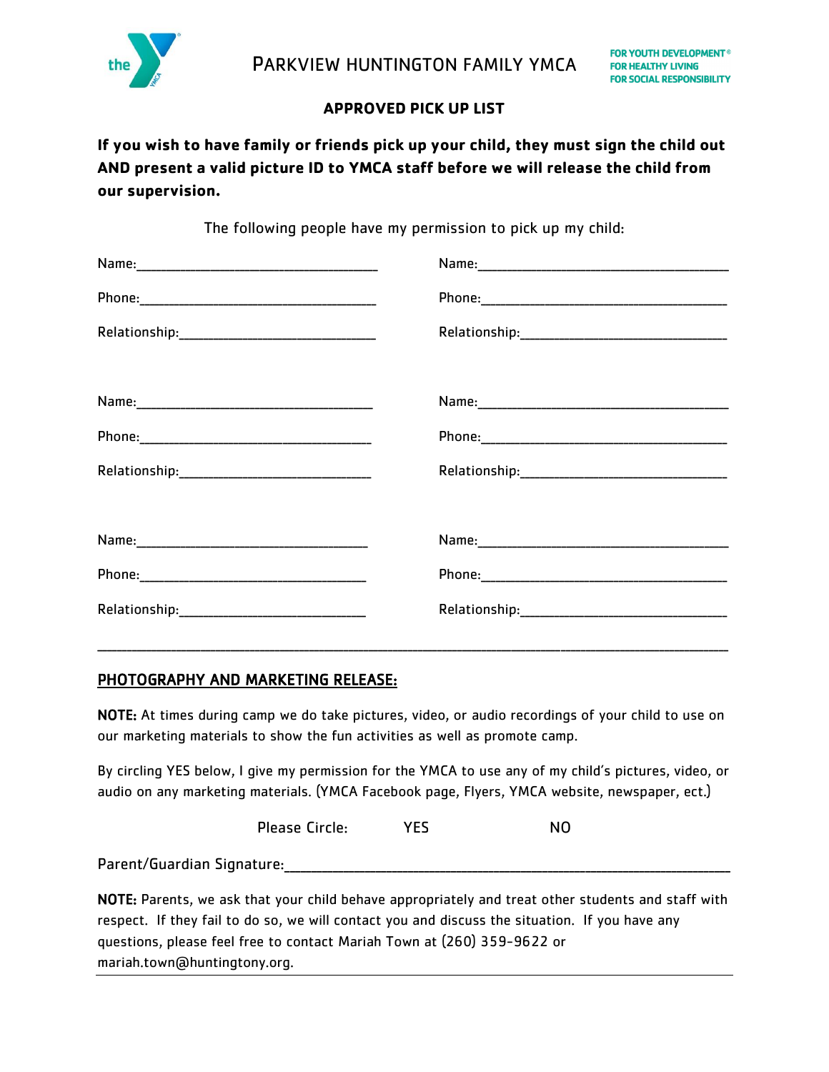PARKVIEW HUNTINGTON FAMILY YMCA

FOR YOUTH DEVELOPMENT®
FOR HEALTHY LIVING
FOR SOCIAL RESPONSIBILITY

## APPROVED PICK UP LIST

**If you wish to have family or friends pick up your child, they must sign the child out AND present a valid picture ID to YMCA staff before we will release the child from our supervision.**

The following people have my permission to pick up my child:

Name:___________________________________ Name:_____________________________________

Phone:__________________________________ Phone:____________________________________

Relationship:____________________________ Relationship:______________________________

Name:___________________________________ Name:_____________________________________

Phone:__________________________________ Phone:____________________________________

Relationship:____________________________ Relationship:______________________________

Name:___________________________________ Name:_____________________________________

Phone:__________________________________ Phone:____________________________________

Relationship:____________________________ Relationship:______________________________

---

## PHOTOGRAPHY AND MARKETING RELEASE:

**NOTE:** At times during camp we do take pictures, video, or audio recordings of your child to use on our marketing materials to show the fun activities as well as promote camp.

By circling YES below, I give my permission for the YMCA to use any of my child's pictures, video, or audio on any marketing materials. (YMCA Facebook page, Flyers, YMCA website, newspaper, ect.)

Please Circle: YES NO

Parent/Guardian Signature:_____________________________________________________________

**NOTE:** Parents, we ask that your child behave appropriately and treat other students and staff with respect. If they fail to do so, we will contact you and discuss the situation. If you have any questions, please feel free to contact Mariah Town at (260) 359-9622 or mariah.town@huntingtony.org.